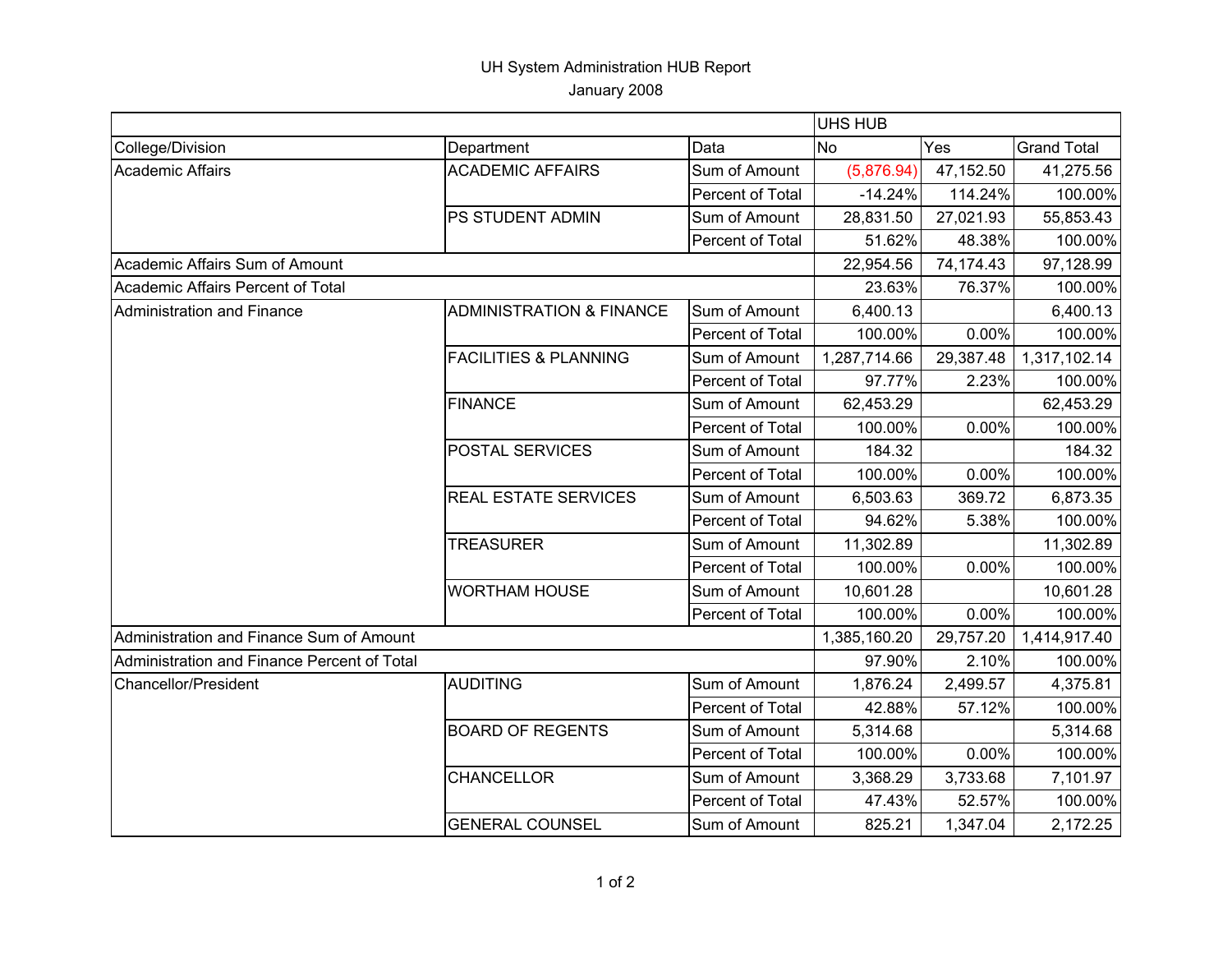# UH System Administration HUB Report

January 2008

| | | | UHS HUB | | |
|---|---|---|---|---|---|
| College/Division | Department | Data | No | Yes | Grand Total |
| Academic Affairs | ACADEMIC AFFAIRS | Sum of Amount | (5,876.94) | 47,152.50 | 41,275.56 |
| | | Percent of Total | -14.24% | 114.24% | 100.00% |
| | PS STUDENT ADMIN | Sum of Amount | 28,831.50 | 27,021.93 | 55,853.43 |
| | | Percent of Total | 51.62% | 48.38% | 100.00% |
| Academic Affairs Sum of Amount | | | 22,954.56 | 74,174.43 | 97,128.99 |
| Academic Affairs Percent of Total | | | 23.63% | 76.37% | 100.00% |
| Administration and Finance | ADMINISTRATION & FINANCE | Sum of Amount | 6,400.13 | | 6,400.13 |
| | | Percent of Total | 100.00% | 0.00% | 100.00% |
| | FACILITIES & PLANNING | Sum of Amount | 1,287,714.66 | 29,387.48 | 1,317,102.14 |
| | | Percent of Total | 97.77% | 2.23% | 100.00% |
| | FINANCE | Sum of Amount | 62,453.29 | | 62,453.29 |
| | | Percent of Total | 100.00% | 0.00% | 100.00% |
| | POSTAL SERVICES | Sum of Amount | 184.32 | | 184.32 |
| | | Percent of Total | 100.00% | 0.00% | 100.00% |
| | REAL ESTATE SERVICES | Sum of Amount | 6,503.63 | 369.72 | 6,873.35 |
| | | Percent of Total | 94.62% | 5.38% | 100.00% |
| | TREASURER | Sum of Amount | 11,302.89 | | 11,302.89 |
| | | Percent of Total | 100.00% | 0.00% | 100.00% |
| | WORTHAM HOUSE | Sum of Amount | 10,601.28 | | 10,601.28 |
| | | Percent of Total | 100.00% | 0.00% | 100.00% |
| Administration and Finance Sum of Amount | | | 1,385,160.20 | 29,757.20 | 1,414,917.40 |
| Administration and Finance Percent of Total | | | 97.90% | 2.10% | 100.00% |
| Chancellor/President | AUDITING | Sum of Amount | 1,876.24 | 2,499.57 | 4,375.81 |
| | | Percent of Total | 42.88% | 57.12% | 100.00% |
| | BOARD OF REGENTS | Sum of Amount | 5,314.68 | | 5,314.68 |
| | | Percent of Total | 100.00% | 0.00% | 100.00% |
| | CHANCELLOR | Sum of Amount | 3,368.29 | 3,733.68 | 7,101.97 |
| | | Percent of Total | 47.43% | 52.57% | 100.00% |
| | GENERAL COUNSEL | Sum of Amount | 825.21 | 1,347.04 | 2,172.25 |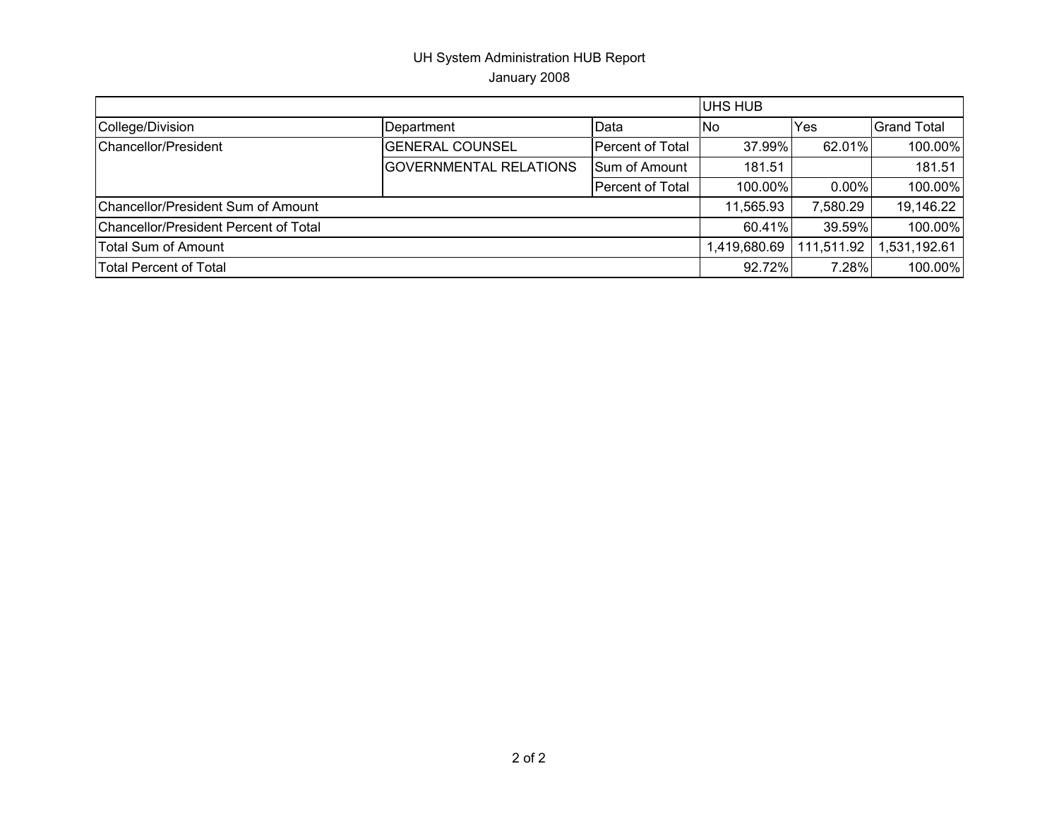UH System Administration HUB Report

January 2008

| | | | UHS HUB | | |
|---|---|---|---|---|---|
| College/Division | Department | Data | No | Yes | Grand Total |
| Chancellor/President | GENERAL COUNSEL | Percent of Total | 37.99% | 62.01% | 100.00% |
| | GOVERNMENTAL RELATIONS | Sum of Amount | 181.51 | | 181.51 |
| | | Percent of Total | 100.00% | 0.00% | 100.00% |
| Chancellor/President Sum of Amount | | | 11,565.93 | 7,580.29 | 19,146.22 |
| Chancellor/President Percent of Total | | | 60.41% | 39.59% | 100.00% |
| Total Sum of Amount | | | 1,419,680.69 | 111,511.92 | 1,531,192.61 |
| Total Percent of Total | | | 92.72% | 7.28% | 100.00% |